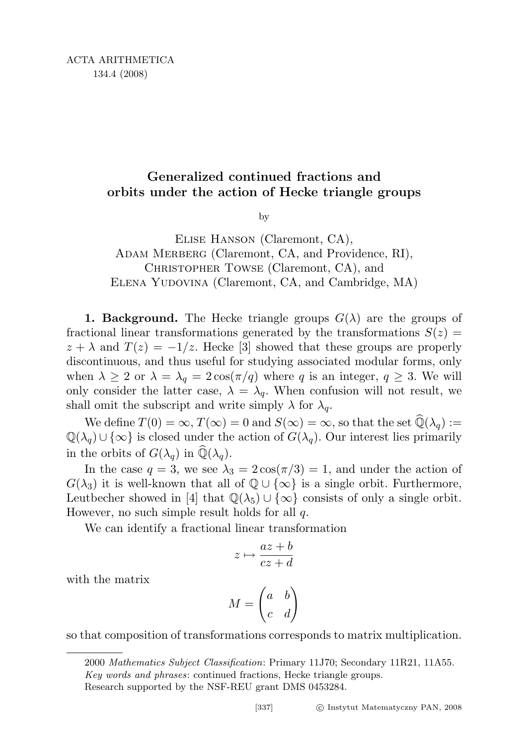# Generalized continued fractions and orbits under the action of Hecke triangle groups

by

Elise Hanson (Claremont, CA),
Adam Merberg (Claremont, CA, and Providence, RI),
Christopher Towse (Claremont, CA), and
Elena Yudovina (Claremont, CA, and Cambridge, MA)

**1. Background.** The Hecke triangle groups $G(\lambda)$ are the groups of fractional linear transformations generated by the transformations $S(z) = z + \lambda$ and $T(z) = -1/z$. Hecke [3] showed that these groups are properly discontinuous, and thus useful for studying associated modular forms, only when $\lambda \geq 2$ or $\lambda = \lambda_q = 2\cos(\pi/q)$ where $q$ is an integer, $q \geq 3$. We will only consider the latter case, $\lambda = \lambda_q$. When confusion will not result, we shall omit the subscript and write simply $\lambda$ for $\lambda_q$.

We define $T(0) = \infty$, $T(\infty) = 0$ and $S(\infty) = \infty$, so that the set $\widehat{\mathbb{Q}}(\lambda_q) := \mathbb{Q}(\lambda_q) \cup \{\infty\}$ is closed under the action of $G(\lambda_q)$. Our interest lies primarily in the orbits of $G(\lambda_q)$ in $\widehat{\mathbb{Q}}(\lambda_q)$.

In the case $q = 3$, we see $\lambda_3 = 2\cos(\pi/3) = 1$, and under the action of $G(\lambda_3)$ it is well-known that all of $\mathbb{Q} \cup \{\infty\}$ is a single orbit. Furthermore, Leutbecher showed in [4] that $\mathbb{Q}(\lambda_5) \cup \{\infty\}$ consists of only a single orbit. However, no such simple result holds for all $q$.

We can identify a fractional linear transformation

$$z \mapsto \frac{az + b}{cz + d}$$

with the matrix

$$M = \begin{pmatrix} a & b \\ c & d \end{pmatrix}$$

so that composition of transformations corresponds to matrix multiplication.

---

2000 *Mathematics Subject Classification*: Primary 11J70; Secondary 11R21, 11A55.
*Key words and phrases*: continued fractions, Hecke triangle groups.
Research supported by the NSF-REU grant DMS 0453284.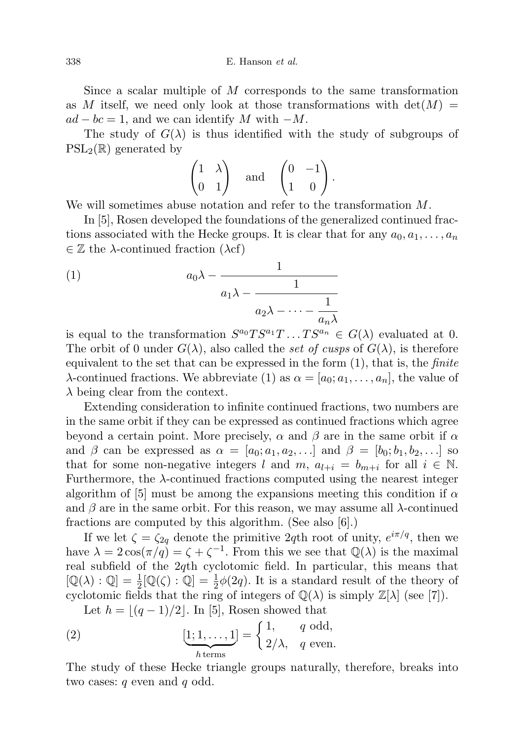Since a scalar multiple of $M$ corresponds to the same transformation as $M$ itself, we need only look at those transformations with $\det(M) = ad - bc = 1$, and we can identify $M$ with $-M$.

The study of $G(\lambda)$ is thus identified with the study of subgroups of $\mathrm{PSL}_2(\mathbb{R})$ generated by

$$\begin{pmatrix} 1 & \lambda \\ 0 & 1 \end{pmatrix} \quad \text{and} \quad \begin{pmatrix} 0 & -1 \\ 1 & 0 \end{pmatrix}.$$

We will sometimes abuse notation and refer to the transformation $M$.

In [5], Rosen developed the foundations of the generalized continued fractions associated with the Hecke groups. It is clear that for any $a_0, a_1, \ldots, a_n \in \mathbb{Z}$ the $\lambda$-continued fraction ($\lambda$cf)

$$(1) \qquad a_0\lambda - \cfrac{1}{a_1\lambda - \cfrac{1}{a_2\lambda - \cdots - \cfrac{1}{a_n\lambda}}}$$

is equal to the transformation $S^{a_0}TS^{a_1}T\ldots TS^{a_n} \in G(\lambda)$ evaluated at 0. The orbit of 0 under $G(\lambda)$, also called the *set of cusps* of $G(\lambda)$, is therefore equivalent to the set that can be expressed in the form (1), that is, the *finite* $\lambda$-continued fractions. We abbreviate (1) as $\alpha = [a_0; a_1, \ldots, a_n]$, the value of $\lambda$ being clear from the context.

Extending consideration to infinite continued fractions, two numbers are in the same orbit if they can be expressed as continued fractions which agree beyond a certain point. More precisely, $\alpha$ and $\beta$ are in the same orbit if $\alpha$ and $\beta$ can be expressed as $\alpha = [a_0; a_1, a_2, \ldots]$ and $\beta = [b_0; b_1, b_2, \ldots]$ so that for some non-negative integers $l$ and $m$, $a_{l+i} = b_{m+i}$ for all $i \in \mathbb{N}$. Furthermore, the $\lambda$-continued fractions computed using the nearest integer algorithm of [5] must be among the expansions meeting this condition if $\alpha$ and $\beta$ are in the same orbit. For this reason, we may assume all $\lambda$-continued fractions are computed by this algorithm. (See also [6].)

If we let $\zeta = \zeta_{2q}$ denote the primitive $2q$th root of unity, $e^{i\pi/q}$, then we have $\lambda = 2\cos(\pi/q) = \zeta + \zeta^{-1}$. From this we see that $\mathbb{Q}(\lambda)$ is the maximal real subfield of the $2q$th cyclotomic field. In particular, this means that $[\mathbb{Q}(\lambda) : \mathbb{Q}] = \frac{1}{2}[\mathbb{Q}(\zeta) : \mathbb{Q}] = \frac{1}{2}\phi(2q)$. It is a standard result of the theory of cyclotomic fields that the ring of integers of $\mathbb{Q}(\lambda)$ is simply $\mathbb{Z}[\lambda]$ (see [7]).

Let $h = \lfloor (q-1)/2 \rfloor$. In [5], Rosen showed that

$$(2) \qquad [\underbrace{1; 1, \ldots, 1}_{h \text{ terms}}] = \begin{cases} 1, & q \text{ odd}, \\ 2/\lambda, & q \text{ even}. \end{cases}$$

The study of these Hecke triangle groups naturally, therefore, breaks into two cases: $q$ even and $q$ odd.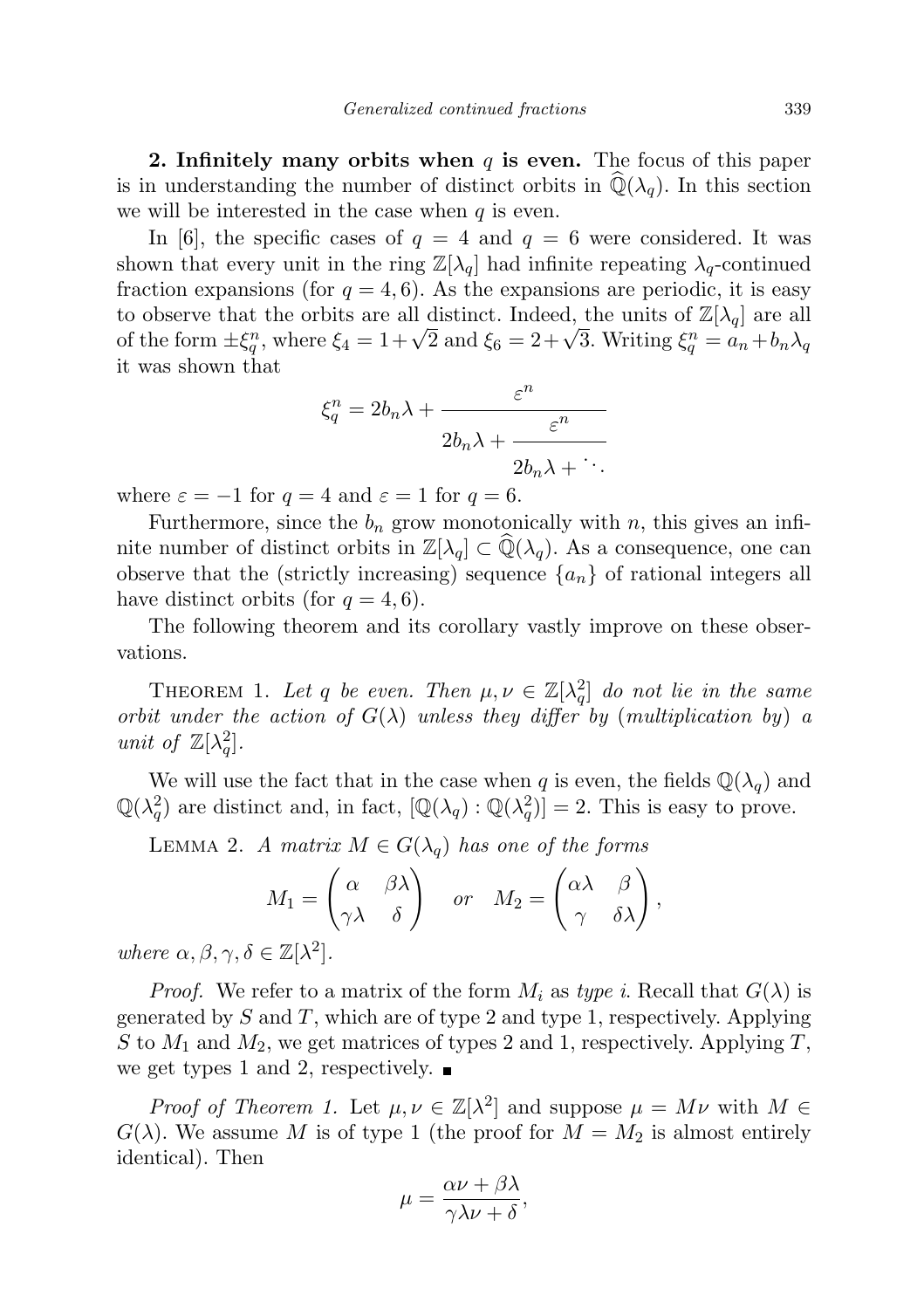**2. Infinitely many orbits when $q$ is even.** The focus of this paper is in understanding the number of distinct orbits in $\widehat{\mathbb{Q}}(\lambda_q)$. In this section we will be interested in the case when $q$ is even.

In [6], the specific cases of $q = 4$ and $q = 6$ were considered. It was shown that every unit in the ring $\mathbb{Z}[\lambda_q]$ had infinite repeating $\lambda_q$-continued fraction expansions (for $q = 4, 6$). As the expansions are periodic, it is easy to observe that the orbits are all distinct. Indeed, the units of $\mathbb{Z}[\lambda_q]$ are all of the form $\pm\xi_q^n$, where $\xi_4 = 1+\sqrt{2}$ and $\xi_6 = 2+\sqrt{3}$. Writing $\xi_q^n = a_n + b_n\lambda_q$ it was shown that

$$\xi_q^n = 2b_n\lambda + \cfrac{\varepsilon^n}{2b_n\lambda + \cfrac{\varepsilon^n}{2b_n\lambda + \ddots}}$$

where $\varepsilon = -1$ for $q = 4$ and $\varepsilon = 1$ for $q = 6$.

Furthermore, since the $b_n$ grow monotonically with $n$, this gives an infinite number of distinct orbits in $\mathbb{Z}[\lambda_q] \subset \widehat{\mathbb{Q}}(\lambda_q)$. As a consequence, one can observe that the (strictly increasing) sequence $\{a_n\}$ of rational integers all have distinct orbits (for $q = 4, 6$).

The following theorem and its corollary vastly improve on these observations.

Theorem 1. *Let $q$ be even. Then $\mu, \nu \in \mathbb{Z}[\lambda_q^2]$ do not lie in the same orbit under the action of $G(\lambda)$ unless they differ by (multiplication by) a unit of $\mathbb{Z}[\lambda_q^2]$.*

We will use the fact that in the case when $q$ is even, the fields $\mathbb{Q}(\lambda_q)$ and $\mathbb{Q}(\lambda_q^2)$ are distinct and, in fact, $[\mathbb{Q}(\lambda_q) : \mathbb{Q}(\lambda_q^2)] = 2$. This is easy to prove.

Lemma 2. *A matrix $M \in G(\lambda_q)$ has one of the forms*

$$M_1 = \begin{pmatrix} \alpha & \beta\lambda \\ \gamma\lambda & \delta \end{pmatrix} \quad \text{or} \quad M_2 = \begin{pmatrix} \alpha\lambda & \beta \\ \gamma & \delta\lambda \end{pmatrix},$$

*where $\alpha, \beta, \gamma, \delta \in \mathbb{Z}[\lambda^2]$.*

*Proof.* We refer to a matrix of the form $M_i$ as *type i*. Recall that $G(\lambda)$ is generated by $S$ and $T$, which are of type 2 and type 1, respectively. Applying $S$ to $M_1$ and $M_2$, we get matrices of types 2 and 1, respectively. Applying $T$, we get types 1 and 2, respectively. ∎

*Proof of Theorem 1.* Let $\mu, \nu \in \mathbb{Z}[\lambda^2]$ and suppose $\mu = M\nu$ with $M \in G(\lambda)$. We assume $M$ is of type 1 (the proof for $M = M_2$ is almost entirely identical). Then

$$\mu = \frac{\alpha\nu + \beta\lambda}{\gamma\lambda\nu + \delta},$$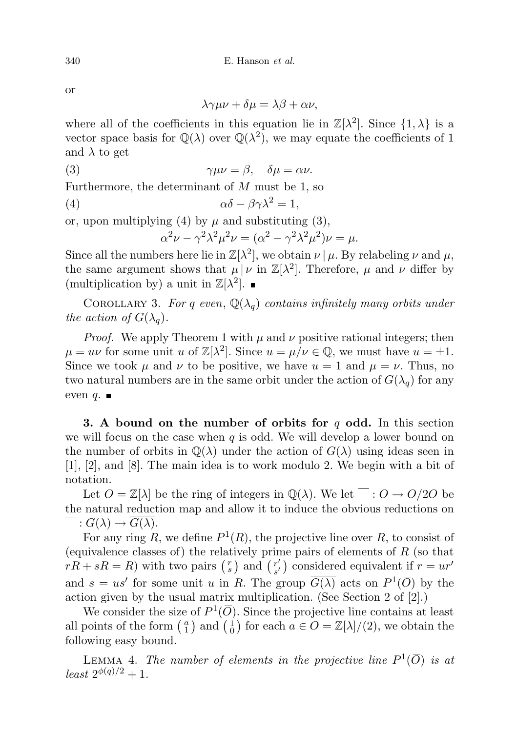or

$$\lambda\gamma\mu\nu + \delta\mu = \lambda\beta + \alpha\nu,$$

where all of the coefficients in this equation lie in $\mathbb{Z}[\lambda^2]$. Since $\{1, \lambda\}$ is a vector space basis for $\mathbb{Q}(\lambda)$ over $\mathbb{Q}(\lambda^2)$, we may equate the coefficients of 1 and $\lambda$ to get

$$\gamma\mu\nu = \beta, \quad \delta\mu = \alpha\nu. \tag{3}$$

Furthermore, the determinant of $M$ must be 1, so

$$\alpha\delta - \beta\gamma\lambda^2 = 1, \tag{4}$$

or, upon multiplying (4) by $\mu$ and substituting (3),

$$\alpha^2\nu - \gamma^2\lambda^2\mu^2\nu = (\alpha^2 - \gamma^2\lambda^2\mu^2)\nu = \mu.$$

Since all the numbers here lie in $\mathbb{Z}[\lambda^2]$, we obtain $\nu \mid \mu$. By relabeling $\nu$ and $\mu$, the same argument shows that $\mu \mid \nu$ in $\mathbb{Z}[\lambda^2]$. Therefore, $\mu$ and $\nu$ differ by (multiplication by) a unit in $\mathbb{Z}[\lambda^2]$. ∎

Corollary 3. *For $q$ even, $\mathbb{Q}(\lambda_q)$ contains infinitely many orbits under the action of $G(\lambda_q)$.*

*Proof.* We apply Theorem 1 with $\mu$ and $\nu$ positive rational integers; then $\mu = u\nu$ for some unit $u$ of $\mathbb{Z}[\lambda^2]$. Since $u = \mu/\nu \in \mathbb{Q}$, we must have $u = \pm 1$. Since we took $\mu$ and $\nu$ to be positive, we have $u = 1$ and $\mu = \nu$. Thus, no two natural numbers are in the same orbit under the action of $G(\lambda_q)$ for any even $q$. ∎

**3. A bound on the number of orbits for $q$ odd.** In this section we will focus on the case when $q$ is odd. We will develop a lower bound on the number of orbits in $\mathbb{Q}(\lambda)$ under the action of $G(\lambda)$ using ideas seen in [1], [2], and [8]. The main idea is to work modulo 2. We begin with a bit of notation.

Let $O = \mathbb{Z}[\lambda]$ be the ring of integers in $\mathbb{Q}(\lambda)$. We let $\overline{\phantom{x}} : O \to O/2O$ be the natural reduction map and allow it to induce the obvious reductions on $\overline{\phantom{x}} : G(\lambda) \to \overline{G(\lambda)}$.

For any ring $R$, we define $P^1(R)$, the projective line over $R$, to consist of (equivalence classes of) the relatively prime pairs of elements of $R$ (so that $rR + sR = R$) with two pairs $\binom{r}{s}$ and $\binom{r'}{s'}$ considered equivalent if $r = ur'$ and $s = us'$ for some unit $u$ in $R$. The group $\overline{G(\lambda)}$ acts on $P^1(\overline{O})$ by the action given by the usual matrix multiplication. (See Section 2 of [2].)

We consider the size of $P^1(\overline{O})$. Since the projective line contains at least all points of the form $\binom{a}{1}$ and $\binom{1}{0}$ for each $a \in \overline{O} = \mathbb{Z}[\lambda]/(2)$, we obtain the following easy bound.

Lemma 4. *The number of elements in the projective line $P^1(\overline{O})$ is at least $2^{\phi(q)/2} + 1$.*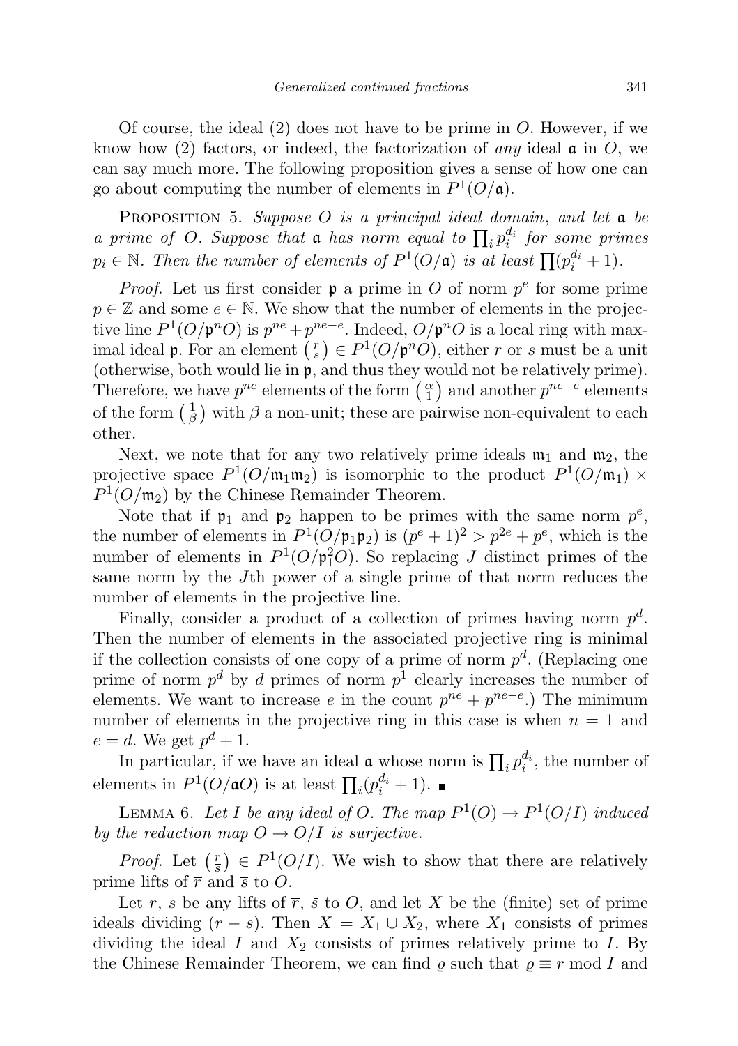Of course, the ideal (2) does not have to be prime in $O$. However, if we know how (2) factors, or indeed, the factorization of *any* ideal $\mathfrak{a}$ in $O$, we can say much more. The following proposition gives a sense of how one can go about computing the number of elements in $P^1(O/\mathfrak{a})$.

PROPOSITION 5. *Suppose $O$ is a principal ideal domain, and let $\mathfrak{a}$ be a prime of $O$. Suppose that $\mathfrak{a}$ has norm equal to $\prod_i p_i^{d_i}$ for some primes $p_i \in \mathbb{N}$. Then the number of elements of $P^1(O/\mathfrak{a})$ is at least $\prod(p_i^{d_i}+1)$.*

*Proof.* Let us first consider $\mathfrak{p}$ a prime in $O$ of norm $p^e$ for some prime $p \in \mathbb{Z}$ and some $e \in \mathbb{N}$. We show that the number of elements in the projective line $P^1(O/\mathfrak{p}^n O)$ is $p^{ne} + p^{ne-e}$. Indeed, $O/\mathfrak{p}^n O$ is a local ring with maximal ideal $\mathfrak{p}$. For an element $\binom{r}{s} \in P^1(O/\mathfrak{p}^n O)$, either $r$ or $s$ must be a unit (otherwise, both would lie in $\mathfrak{p}$, and thus they would not be relatively prime). Therefore, we have $p^{ne}$ elements of the form $\binom{\alpha}{1}$ and another $p^{ne-e}$ elements of the form $\binom{1}{\beta}$ with $\beta$ a non-unit; these are pairwise non-equivalent to each other.

Next, we note that for any two relatively prime ideals $\mathfrak{m}_1$ and $\mathfrak{m}_2$, the projective space $P^1(O/\mathfrak{m}_1\mathfrak{m}_2)$ is isomorphic to the product $P^1(O/\mathfrak{m}_1) \times P^1(O/\mathfrak{m}_2)$ by the Chinese Remainder Theorem.

Note that if $\mathfrak{p}_1$ and $\mathfrak{p}_2$ happen to be primes with the same norm $p^e$, the number of elements in $P^1(O/\mathfrak{p}_1\mathfrak{p}_2)$ is $(p^e+1)^2 > p^{2e} + p^e$, which is the number of elements in $P^1(O/\mathfrak{p}_1^2 O)$. So replacing $J$ distinct primes of the same norm by the $J$th power of a single prime of that norm reduces the number of elements in the projective line.

Finally, consider a product of a collection of primes having norm $p^d$. Then the number of elements in the associated projective ring is minimal if the collection consists of one copy of a prime of norm $p^d$. (Replacing one prime of norm $p^d$ by $d$ primes of norm $p^1$ clearly increases the number of elements. We want to increase $e$ in the count $p^{ne} + p^{ne-e}$.) The minimum number of elements in the projective ring in this case is when $n = 1$ and $e = d$. We get $p^d + 1$.

In particular, if we have an ideal $\mathfrak{a}$ whose norm is $\prod_i p_i^{d_i}$, the number of elements in $P^1(O/\mathfrak{a}O)$ is at least $\prod_i(p_i^{d_i}+1)$. ■

LEMMA 6. *Let $I$ be any ideal of $O$. The map $P^1(O) \to P^1(O/I)$ induced by the reduction map $O \to O/I$ is surjective.*

*Proof.* Let $\binom{\overline{r}}{\overline{s}} \in P^1(O/I)$. We wish to show that there are relatively prime lifts of $\overline{r}$ and $\overline{s}$ to $O$.

Let $r$, $s$ be any lifts of $\overline{r}$, $\bar{s}$ to $O$, and let $X$ be the (finite) set of prime ideals dividing $(r-s)$. Then $X = X_1 \cup X_2$, where $X_1$ consists of primes dividing the ideal $I$ and $X_2$ consists of primes relatively prime to $I$. By the Chinese Remainder Theorem, we can find $\varrho$ such that $\varrho \equiv r \bmod I$ and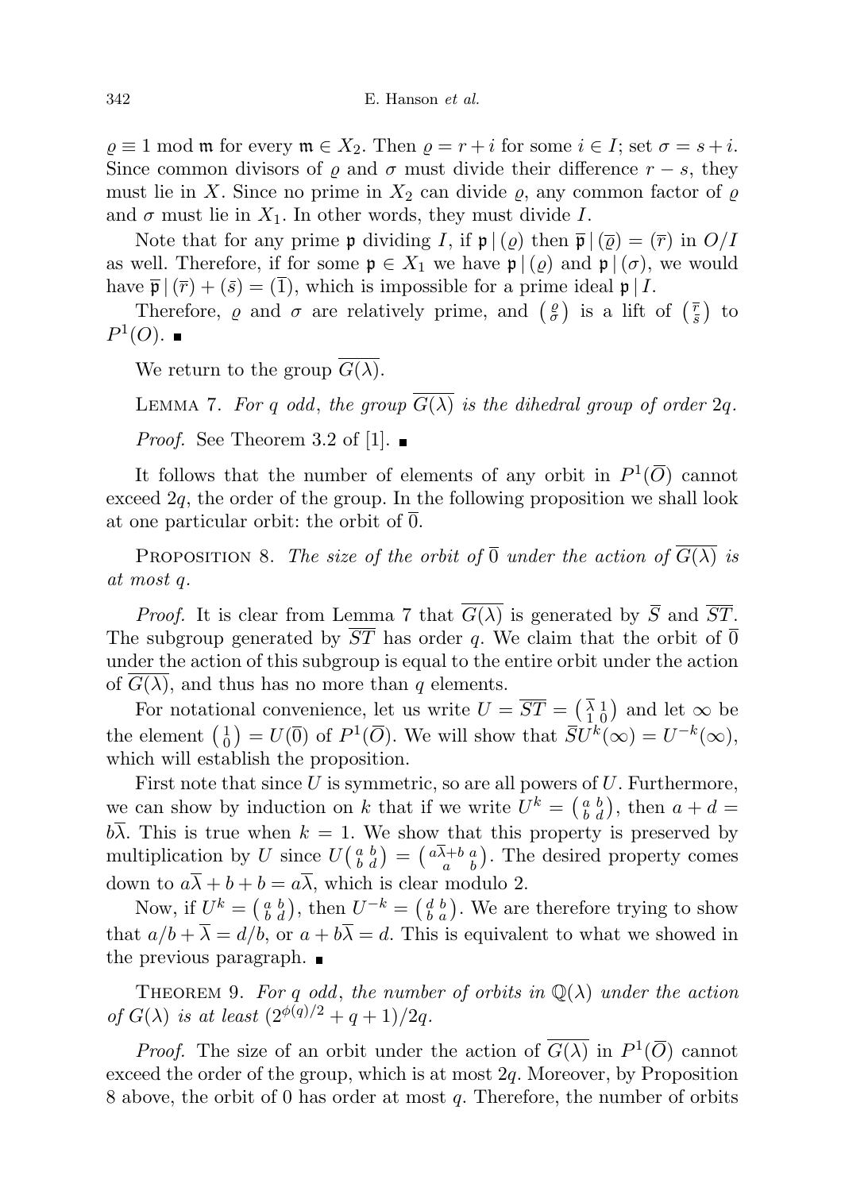$\varrho \equiv 1 \bmod \mathfrak{m}$ for every $\mathfrak{m} \in X_2$. Then $\varrho = r + i$ for some $i \in I$; set $\sigma = s + i$. Since common divisors of $\varrho$ and $\sigma$ must divide their difference $r - s$, they must lie in $X$. Since no prime in $X_2$ can divide $\varrho$, any common factor of $\varrho$ and $\sigma$ must lie in $X_1$. In other words, they must divide $I$.

Note that for any prime $\mathfrak{p}$ dividing $I$, if $\mathfrak{p} \mid (\varrho)$ then $\overline{\mathfrak{p}} \mid (\overline{\varrho}) = (\overline{r})$ in $O/I$ as well. Therefore, if for some $\mathfrak{p} \in X_1$ we have $\mathfrak{p} \mid (\varrho)$ and $\mathfrak{p} \mid (\sigma)$, we would have $\overline{\mathfrak{p}} \mid (\overline{r}) + (\bar{s}) = (\overline{1})$, which is impossible for a prime ideal $\mathfrak{p} \mid I$.

Therefore, $\varrho$ and $\sigma$ are relatively prime, and $\begin{pmatrix} \varrho \\ \sigma \end{pmatrix}$ is a lift of $\begin{pmatrix} \overline{r} \\ \bar{s} \end{pmatrix}$ to $P^1(O)$. ∎

We return to the group $\overline{G(\lambda)}$.

**Lemma 7.** *For $q$ odd, the group $\overline{G(\lambda)}$ is the dihedral group of order $2q$.*

*Proof.* See Theorem 3.2 of [1]. ∎

It follows that the number of elements of any orbit in $P^1(\overline{O})$ cannot exceed $2q$, the order of the group. In the following proposition we shall look at one particular orbit: the orbit of $\overline{0}$.

**Proposition 8.** *The size of the orbit of $\overline{0}$ under the action of $\overline{G(\lambda)}$ is at most $q$.*

*Proof.* It is clear from Lemma 7 that $\overline{G(\lambda)}$ is generated by $\overline{S}$ and $\overline{ST}$. The subgroup generated by $\overline{ST}$ has order $q$. We claim that the orbit of $\overline{0}$ under the action of this subgroup is equal to the entire orbit under the action of $\overline{G(\lambda)}$, and thus has no more than $q$ elements.

For notational convenience, let us write $U = \overline{ST} = \begin{pmatrix} \overline{\lambda} & 1 \\ 1 & 0 \end{pmatrix}$ and let $\infty$ be the element $\begin{pmatrix} 1 \\ 0 \end{pmatrix} = U(\overline{0})$ of $P^1(\overline{O})$. We will show that $\overline{S}U^k(\infty) = U^{-k}(\infty)$, which will establish the proposition.

First note that since $U$ is symmetric, so are all powers of $U$. Furthermore, we can show by induction on $k$ that if we write $U^k = \begin{pmatrix} a & b \\ b & d \end{pmatrix}$, then $a + d = b\overline{\lambda}$. This is true when $k = 1$. We show that this property is preserved by multiplication by $U$ since $U\begin{pmatrix} a & b \\ b & d \end{pmatrix} = \begin{pmatrix} a\overline{\lambda}+b & a \\ a & b \end{pmatrix}$. The desired property comes down to $a\overline{\lambda} + b + b = a\overline{\lambda}$, which is clear modulo 2.

Now, if $U^k = \begin{pmatrix} a & b \\ b & d \end{pmatrix}$, then $U^{-k} = \begin{pmatrix} d & b \\ b & a \end{pmatrix}$. We are therefore trying to show that $a/b + \overline{\lambda} = d/b$, or $a + b\overline{\lambda} = d$. This is equivalent to what we showed in the previous paragraph. ∎

**Theorem 9.** *For $q$ odd, the number of orbits in $\mathbb{Q}(\lambda)$ under the action of $G(\lambda)$ is at least $(2^{\phi(q)/2} + q + 1)/2q$.*

*Proof.* The size of an orbit under the action of $\overline{G(\lambda)}$ in $P^1(\overline{O})$ cannot exceed the order of the group, which is at most $2q$. Moreover, by Proposition 8 above, the orbit of 0 has order at most $q$. Therefore, the number of orbits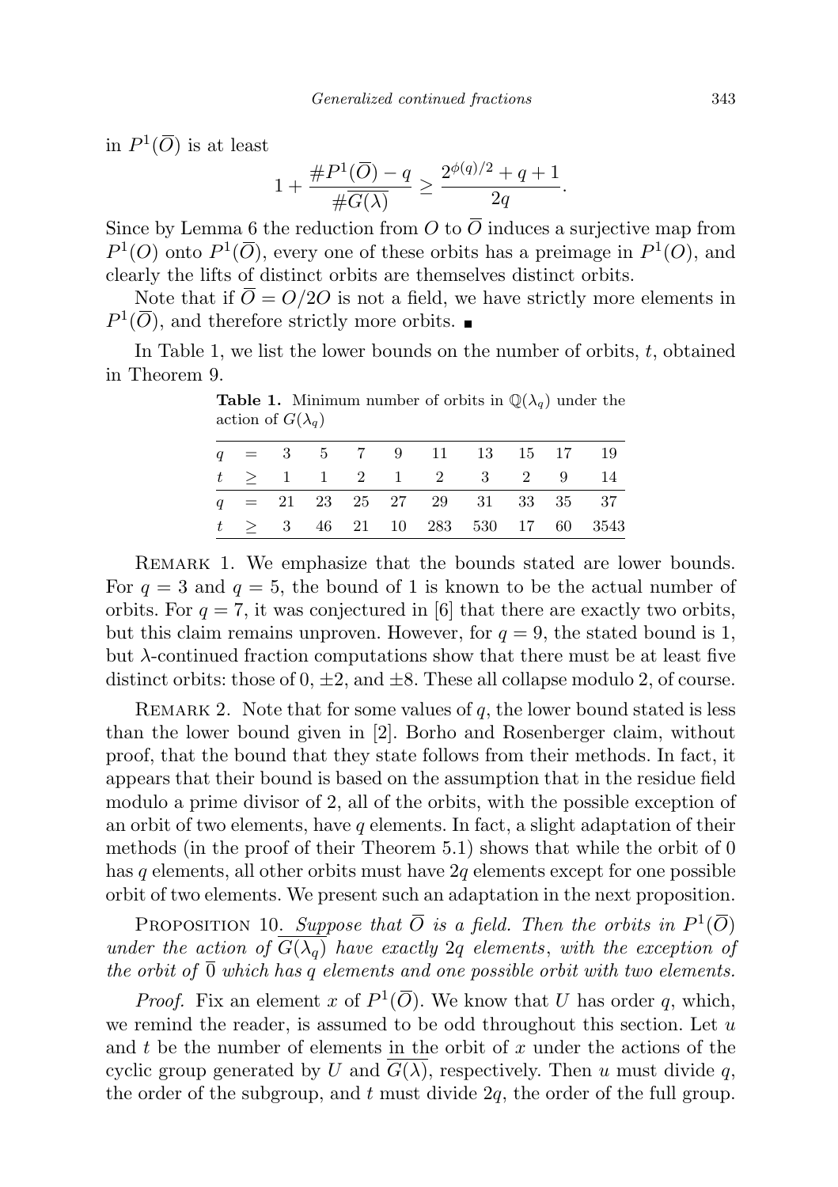in $P^1(\overline{O})$ is at least

$$1 + \frac{\#P^1(\overline{O}) - q}{\#\overline{G(\lambda)}} \geq \frac{2^{\phi(q)/2} + q + 1}{2q}.$$

Since by Lemma 6 the reduction from $O$ to $\overline{O}$ induces a surjective map from $P^1(O)$ onto $P^1(\overline{O})$, every one of these orbits has a preimage in $P^1(O)$, and clearly the lifts of distinct orbits are themselves distinct orbits.

Note that if $\overline{O} = O/2O$ is not a field, we have strictly more elements in $P^1(\overline{O})$, and therefore strictly more orbits. ∎

In Table 1, we list the lower bounds on the number of orbits, $t$, obtained in Theorem 9.

**Table 1.** Minimum number of orbits in $\mathbb{Q}(\lambda_q)$ under the action of $G(\lambda_q)$

| $q$ | $=$ | 3 | 5 | 7 | 9 | 11 | 13 | 15 | 17 | 19 |
|---|---|---|---|---|---|---|---|---|---|---|
| $t$ | $\geq$ | 1 | 1 | 2 | 1 | 2 | 3 | 2 | 9 | 14 |
| $q$ | $=$ | 21 | 23 | 25 | 27 | 29 | 31 | 33 | 35 | 37 |
| $t$ | $\geq$ | 3 | 46 | 21 | 10 | 283 | 530 | 17 | 60 | 3543 |

Remark 1. We emphasize that the bounds stated are lower bounds. For $q = 3$ and $q = 5$, the bound of 1 is known to be the actual number of orbits. For $q = 7$, it was conjectured in [6] that there are exactly two orbits, but this claim remains unproven. However, for $q = 9$, the stated bound is 1, but $\lambda$-continued fraction computations show that there must be at least five distinct orbits: those of 0, $\pm 2$, and $\pm 8$. These all collapse modulo 2, of course.

Remark 2. Note that for some values of $q$, the lower bound stated is less than the lower bound given in [2]. Borho and Rosenberger claim, without proof, that the bound that they state follows from their methods. In fact, it appears that their bound is based on the assumption that in the residue field modulo a prime divisor of 2, all of the orbits, with the possible exception of an orbit of two elements, have $q$ elements. In fact, a slight adaptation of their methods (in the proof of their Theorem 5.1) shows that while the orbit of 0 has $q$ elements, all other orbits must have $2q$ elements except for one possible orbit of two elements. We present such an adaptation in the next proposition.

Proposition 10. *Suppose that $\overline{O}$ is a field. Then the orbits in $P^1(\overline{O})$ under the action of $\overline{G(\lambda_q)}$ have exactly $2q$ elements, with the exception of the orbit of $\overline{0}$ which has $q$ elements and one possible orbit with two elements.*

*Proof.* Fix an element $x$ of $P^1(\overline{O})$. We know that $U$ has order $q$, which, we remind the reader, is assumed to be odd throughout this section. Let $u$ and $t$ be the number of elements in the orbit of $x$ under the actions of the cyclic group generated by $U$ and $\overline{G(\lambda)}$, respectively. Then $u$ must divide $q$, the order of the subgroup, and $t$ must divide $2q$, the order of the full group.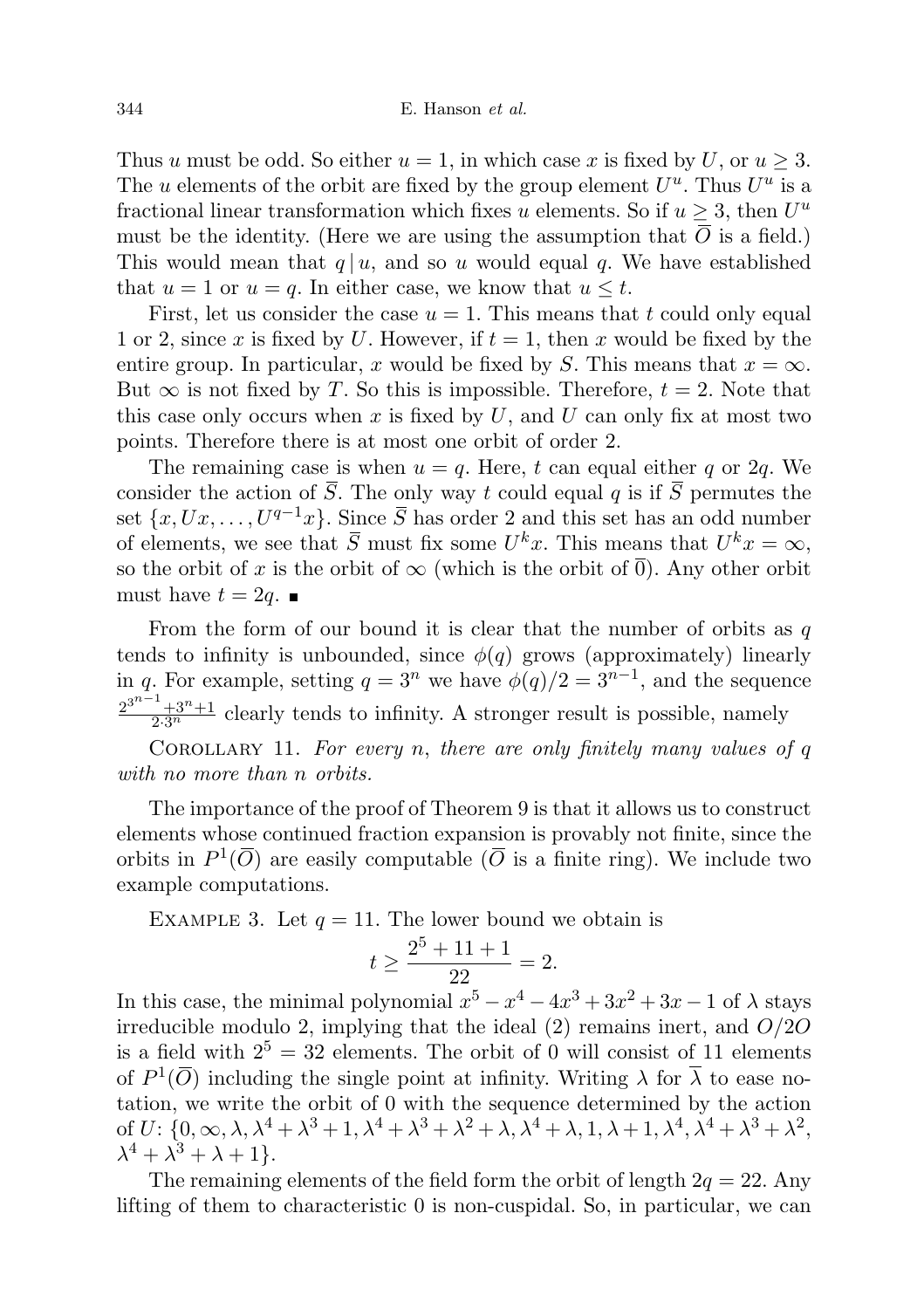Thus $u$ must be odd. So either $u = 1$, in which case $x$ is fixed by $U$, or $u \geq 3$. The $u$ elements of the orbit are fixed by the group element $U^u$. Thus $U^u$ is a fractional linear transformation which fixes $u$ elements. So if $u \geq 3$, then $U^u$ must be the identity. (Here we are using the assumption that $\overline{O}$ is a field.) This would mean that $q \mid u$, and so $u$ would equal $q$. We have established that $u = 1$ or $u = q$. In either case, we know that $u \leq t$.

First, let us consider the case $u = 1$. This means that $t$ could only equal 1 or 2, since $x$ is fixed by $U$. However, if $t = 1$, then $x$ would be fixed by the entire group. In particular, $x$ would be fixed by $S$. This means that $x = \infty$. But $\infty$ is not fixed by $T$. So this is impossible. Therefore, $t = 2$. Note that this case only occurs when $x$ is fixed by $U$, and $U$ can only fix at most two points. Therefore there is at most one orbit of order 2.

The remaining case is when $u = q$. Here, $t$ can equal either $q$ or $2q$. We consider the action of $\overline{S}$. The only way $t$ could equal $q$ is if $\overline{S}$ permutes the set $\{x, Ux, \ldots, U^{q-1}x\}$. Since $\overline{S}$ has order 2 and this set has an odd number of elements, we see that $\overline{S}$ must fix some $U^k x$. This means that $U^k x = \infty$, so the orbit of $x$ is the orbit of $\infty$ (which is the orbit of $\overline{0}$). Any other orbit must have $t = 2q$. ∎

From the form of our bound it is clear that the number of orbits as $q$ tends to infinity is unbounded, since $\phi(q)$ grows (approximately) linearly in $q$. For example, setting $q = 3^n$ we have $\phi(q)/2 = 3^{n-1}$, and the sequence $\frac{2^{3^{n-1}} + 3^n + 1}{2 \cdot 3^n}$ clearly tends to infinity. A stronger result is possible, namely

Corollary 11. *For every $n$, there are only finitely many values of $q$ with no more than $n$ orbits.*

The importance of the proof of Theorem 9 is that it allows us to construct elements whose continued fraction expansion is provably not finite, since the orbits in $P^1(\overline{O})$ are easily computable ($\overline{O}$ is a finite ring). We include two example computations.

Example 3. Let $q = 11$. The lower bound we obtain is

$$t \geq \frac{2^5 + 11 + 1}{22} = 2.$$

In this case, the minimal polynomial $x^5 - x^4 - 4x^3 + 3x^2 + 3x - 1$ of $\lambda$ stays irreducible modulo 2, implying that the ideal (2) remains inert, and $O/2O$ is a field with $2^5 = 32$ elements. The orbit of 0 will consist of 11 elements of $P^1(\overline{O})$ including the single point at infinity. Writing $\lambda$ for $\overline{\lambda}$ to ease notation, we write the orbit of 0 with the sequence determined by the action of $U$: $\{0, \infty, \lambda, \lambda^4 + \lambda^3 + 1, \lambda^4 + \lambda^3 + \lambda^2 + \lambda, \lambda^4 + \lambda, 1, \lambda + 1, \lambda^4, \lambda^4 + \lambda^3 + \lambda^2, \lambda^4 + \lambda^3 + \lambda + 1\}$.

The remaining elements of the field form the orbit of length $2q = 22$. Any lifting of them to characteristic 0 is non-cuspidal. So, in particular, we can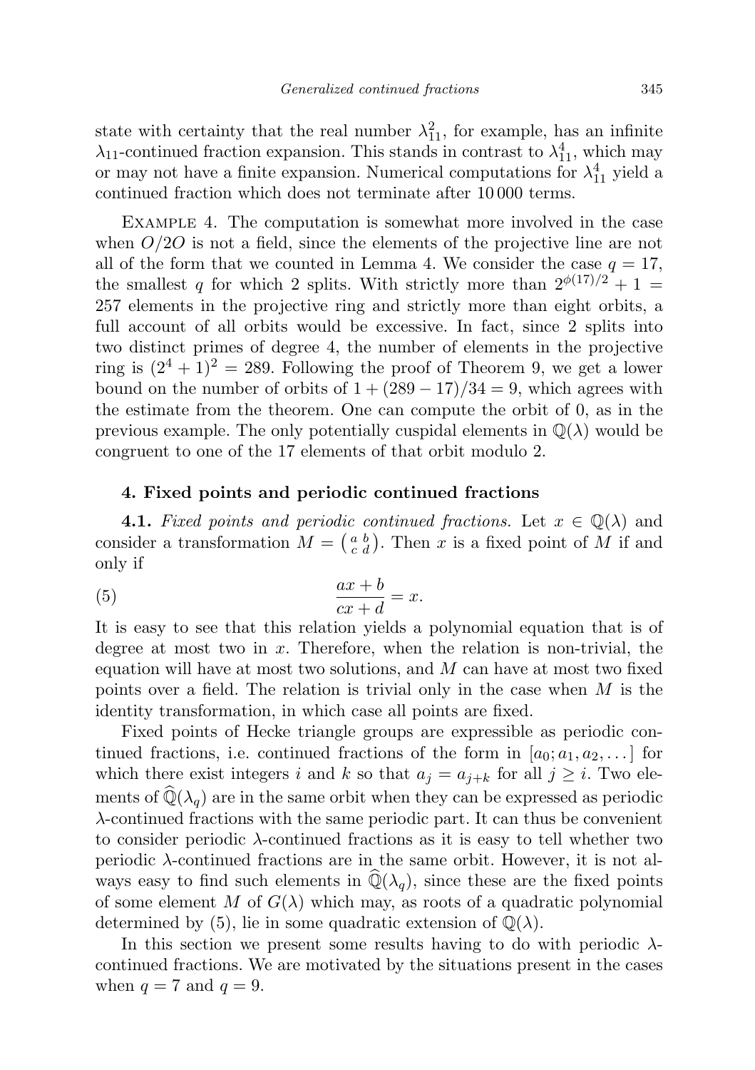state with certainty that the real number $\lambda_{11}^2$, for example, has an infinite $\lambda_{11}$-continued fraction expansion. This stands in contrast to $\lambda_{11}^4$, which may or may not have a finite expansion. Numerical computations for $\lambda_{11}^4$ yield a continued fraction which does not terminate after 10 000 terms.

Example 4. The computation is somewhat more involved in the case when $O/2O$ is not a field, since the elements of the projective line are not all of the form that we counted in Lemma 4. We consider the case $q = 17$, the smallest $q$ for which 2 splits. With strictly more than $2^{\phi(17)/2} + 1 = 257$ elements in the projective ring and strictly more than eight orbits, a full account of all orbits would be excessive. In fact, since 2 splits into two distinct primes of degree 4, the number of elements in the projective ring is $(2^4 + 1)^2 = 289$. Following the proof of Theorem 9, we get a lower bound on the number of orbits of $1 + (289 - 17)/34 = 9$, which agrees with the estimate from the theorem. One can compute the orbit of 0, as in the previous example. The only potentially cuspidal elements in $\mathbb{Q}(\lambda)$ would be congruent to one of the 17 elements of that orbit modulo 2.

## 4. Fixed points and periodic continued fractions

**4.1.** *Fixed points and periodic continued fractions.* Let $x \in \mathbb{Q}(\lambda)$ and consider a transformation $M = \left(\begin{smallmatrix} a & b \\ c & d \end{smallmatrix}\right)$. Then $x$ is a fixed point of $M$ if and only if

$$\frac{ax + b}{cx + d} = x. \tag{5}$$

It is easy to see that this relation yields a polynomial equation that is of degree at most two in $x$. Therefore, when the relation is non-trivial, the equation will have at most two solutions, and $M$ can have at most two fixed points over a field. The relation is trivial only in the case when $M$ is the identity transformation, in which case all points are fixed.

Fixed points of Hecke triangle groups are expressible as periodic continued fractions, i.e. continued fractions of the form in $[a_0; a_1, a_2, \ldots]$ for which there exist integers $i$ and $k$ so that $a_j = a_{j+k}$ for all $j \geq i$. Two elements of $\widehat{\mathbb{Q}}(\lambda_q)$ are in the same orbit when they can be expressed as periodic $\lambda$-continued fractions with the same periodic part. It can thus be convenient to consider periodic $\lambda$-continued fractions as it is easy to tell whether two periodic $\lambda$-continued fractions are in the same orbit. However, it is not always easy to find such elements in $\widehat{\mathbb{Q}}(\lambda_q)$, since these are the fixed points of some element $M$ of $G(\lambda)$ which may, as roots of a quadratic polynomial determined by (5), lie in some quadratic extension of $\mathbb{Q}(\lambda)$.

In this section we present some results having to do with periodic $\lambda$-continued fractions. We are motivated by the situations present in the cases when $q = 7$ and $q = 9$.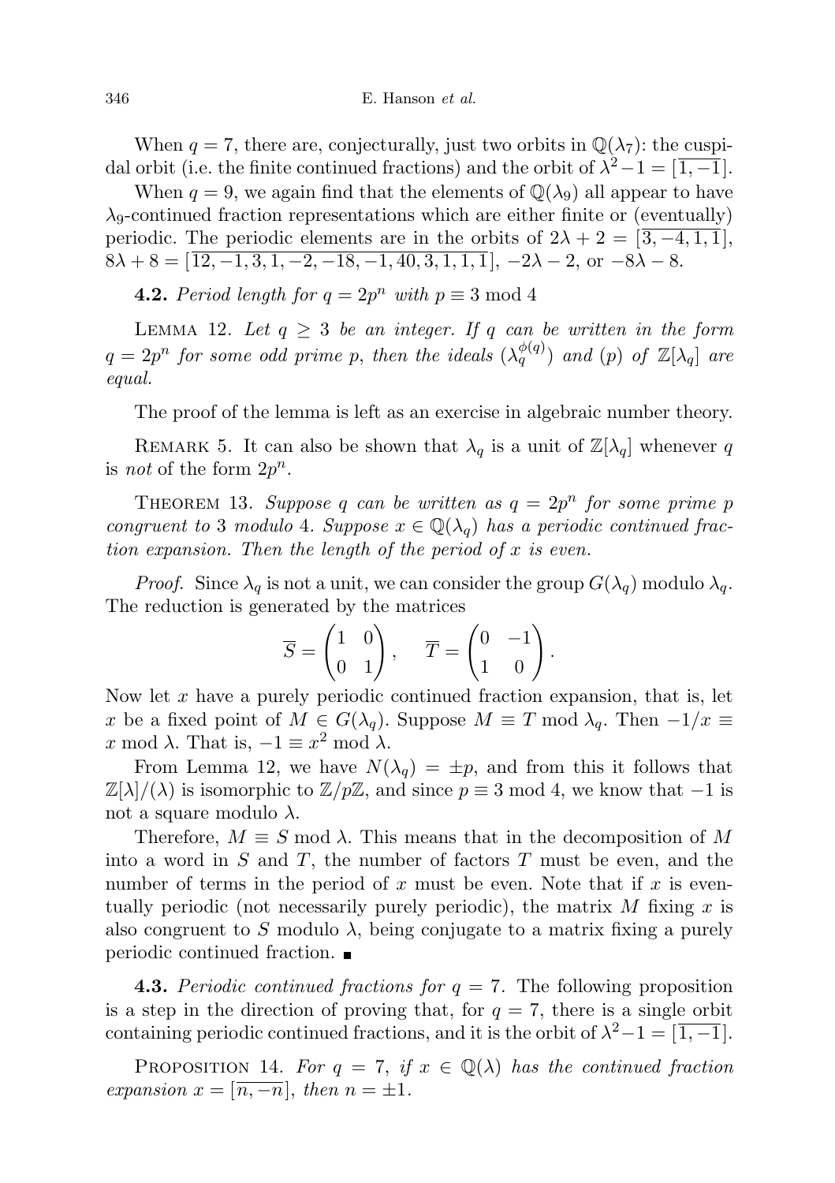When $q = 7$, there are, conjecturally, just two orbits in $\mathbb{Q}(\lambda_7)$: the cuspidal orbit (i.e. the finite continued fractions) and the orbit of $\lambda^2 - 1 = [\overline{1, -1}]$.

When $q = 9$, we again find that the elements of $\mathbb{Q}(\lambda_9)$ all appear to have $\lambda_9$-continued fraction representations which are either finite or (eventually) periodic. The periodic elements are in the orbits of $2\lambda + 2 = [\overline{3, -4, 1, 1}]$, $8\lambda + 8 = [\overline{12, -1, 3, 1, -2, -18, -1, 40, 3, 1, 1, 1}]$, $-2\lambda - 2$, or $-8\lambda - 8$.

**4.2.** *Period length for $q = 2p^n$ with $p \equiv 3 \bmod 4$*

Lemma 12. *Let $q \geq 3$ be an integer. If $q$ can be written in the form $q = 2p^n$ for some odd prime $p$, then the ideals $(\lambda_q^{\phi(q)})$ and $(p)$ of $\mathbb{Z}[\lambda_q]$ are equal.*

The proof of the lemma is left as an exercise in algebraic number theory.

Remark 5. It can also be shown that $\lambda_q$ is a unit of $\mathbb{Z}[\lambda_q]$ whenever $q$ is *not* of the form $2p^n$.

Theorem 13. *Suppose $q$ can be written as $q = 2p^n$ for some prime $p$ congruent to 3 modulo 4. Suppose $x \in \mathbb{Q}(\lambda_q)$ has a periodic continued fraction expansion. Then the length of the period of $x$ is even.*

*Proof.* Since $\lambda_q$ is not a unit, we can consider the group $G(\lambda_q)$ modulo $\lambda_q$. The reduction is generated by the matrices

$$\overline{S} = \begin{pmatrix} 1 & 0 \\ 0 & 1 \end{pmatrix}, \quad \overline{T} = \begin{pmatrix} 0 & -1 \\ 1 & 0 \end{pmatrix}.$$

Now let $x$ have a purely periodic continued fraction expansion, that is, let $x$ be a fixed point of $M \in G(\lambda_q)$. Suppose $M \equiv T \bmod \lambda_q$. Then $-1/x \equiv x \bmod \lambda$. That is, $-1 \equiv x^2 \bmod \lambda$.

From Lemma 12, we have $N(\lambda_q) = \pm p$, and from this it follows that $\mathbb{Z}[\lambda]/(\lambda)$ is isomorphic to $\mathbb{Z}/p\mathbb{Z}$, and since $p \equiv 3 \bmod 4$, we know that $-1$ is not a square modulo $\lambda$.

Therefore, $M \equiv S \bmod \lambda$. This means that in the decomposition of $M$ into a word in $S$ and $T$, the number of factors $T$ must be even, and the number of terms in the period of $x$ must be even. Note that if $x$ is eventually periodic (not necessarily purely periodic), the matrix $M$ fixing $x$ is also congruent to $S$ modulo $\lambda$, being conjugate to a matrix fixing a purely periodic continued fraction. ∎

**4.3.** *Periodic continued fractions for $q = 7$.* The following proposition is a step in the direction of proving that, for $q = 7$, there is a single orbit containing periodic continued fractions, and it is the orbit of $\lambda^2 - 1 = [\overline{1, -1}]$.

Proposition 14. *For $q = 7$, if $x \in \mathbb{Q}(\lambda)$ has the continued fraction expansion $x = [\overline{n, -n}]$, then $n = \pm 1$.*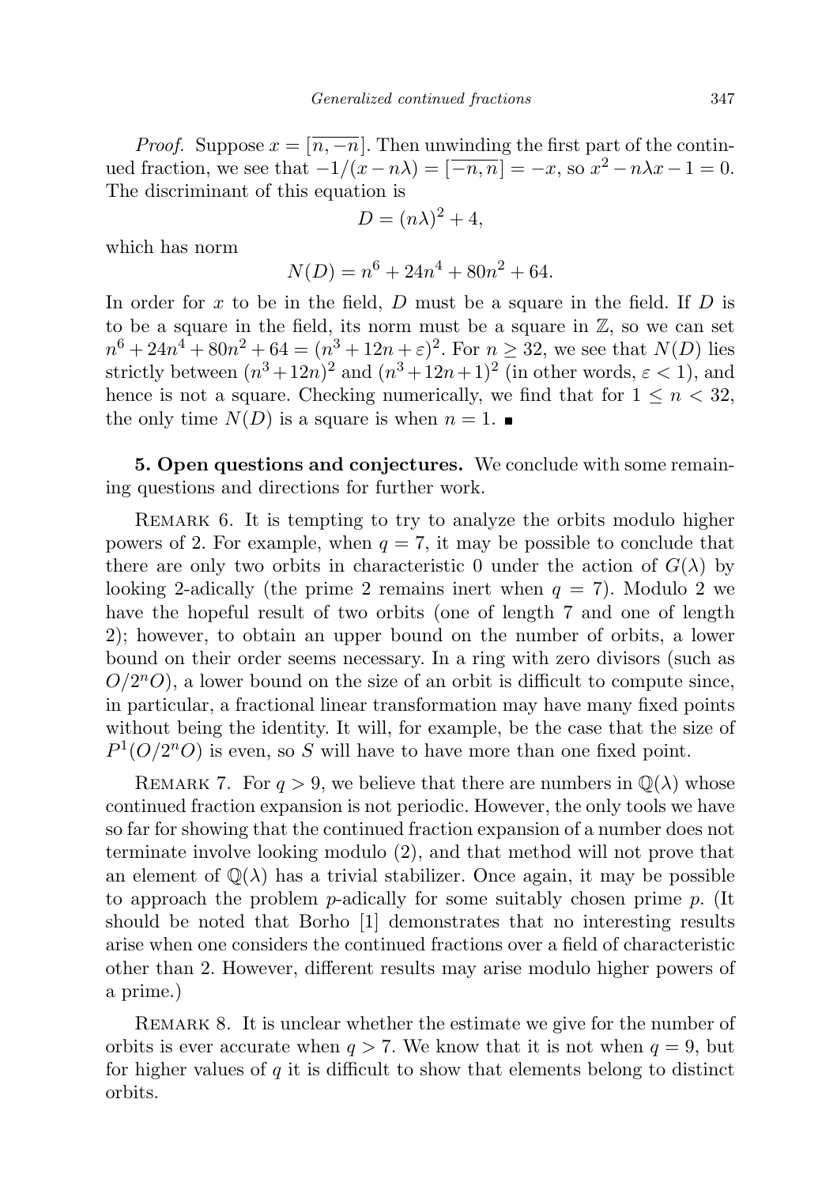*Proof.* Suppose $x = [\overline{n, -n}]$. Then unwinding the first part of the continued fraction, we see that $-1/(x - n\lambda) = [\overline{-n, n}] = -x$, so $x^2 - n\lambda x - 1 = 0$. The discriminant of this equation is

$$D = (n\lambda)^2 + 4,$$

which has norm

$$N(D) = n^6 + 24n^4 + 80n^2 + 64.$$

In order for $x$ to be in the field, $D$ must be a square in the field. If $D$ is to be a square in the field, its norm must be a square in $\mathbb{Z}$, so we can set $n^6 + 24n^4 + 80n^2 + 64 = (n^3 + 12n + \varepsilon)^2$. For $n \geq 32$, we see that $N(D)$ lies strictly between $(n^3 + 12n)^2$ and $(n^3 + 12n + 1)^2$ (in other words, $\varepsilon < 1$), and hence is not a square. Checking numerically, we find that for $1 \leq n < 32$, the only time $N(D)$ is a square is when $n = 1$. ∎

**5. Open questions and conjectures.** We conclude with some remaining questions and directions for further work.

Remark 6. It is tempting to try to analyze the orbits modulo higher powers of 2. For example, when $q = 7$, it may be possible to conclude that there are only two orbits in characteristic 0 under the action of $G(\lambda)$ by looking 2-adically (the prime 2 remains inert when $q = 7$). Modulo 2 we have the hopeful result of two orbits (one of length 7 and one of length 2); however, to obtain an upper bound on the number of orbits, a lower bound on their order seems necessary. In a ring with zero divisors (such as $O/2^nO$), a lower bound on the size of an orbit is difficult to compute since, in particular, a fractional linear transformation may have many fixed points without being the identity. It will, for example, be the case that the size of $P^1(O/2^nO)$ is even, so $S$ will have to have more than one fixed point.

Remark 7. For $q > 9$, we believe that there are numbers in $\mathbb{Q}(\lambda)$ whose continued fraction expansion is not periodic. However, the only tools we have so far for showing that the continued fraction expansion of a number does not terminate involve looking modulo (2), and that method will not prove that an element of $\mathbb{Q}(\lambda)$ has a trivial stabilizer. Once again, it may be possible to approach the problem $p$-adically for some suitably chosen prime $p$. (It should be noted that Borho [1] demonstrates that no interesting results arise when one considers the continued fractions over a field of characteristic other than 2. However, different results may arise modulo higher powers of a prime.)

Remark 8. It is unclear whether the estimate we give for the number of orbits is ever accurate when $q > 7$. We know that it is not when $q = 9$, but for higher values of $q$ it is difficult to show that elements belong to distinct orbits.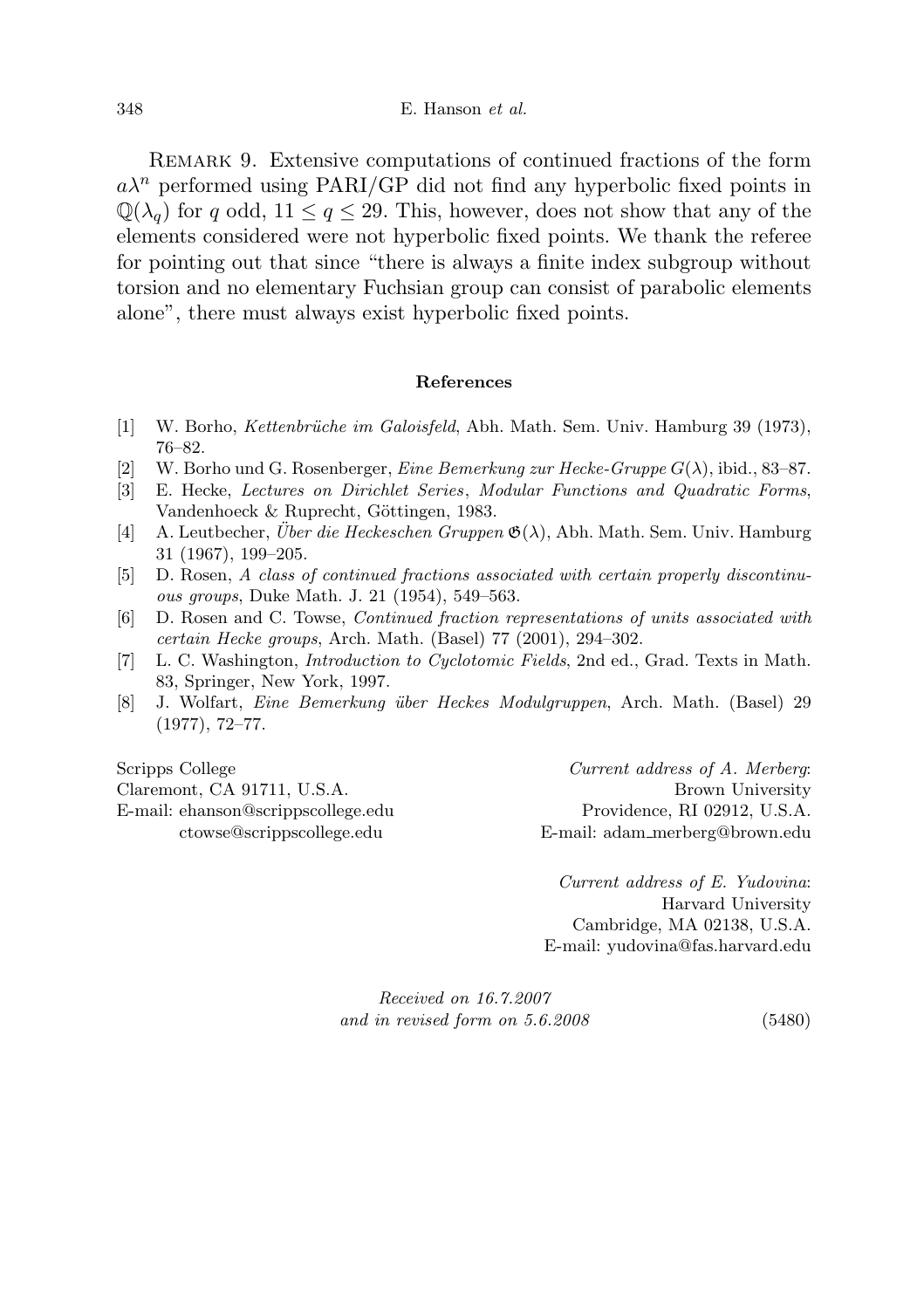Remark 9. Extensive computations of continued fractions of the form $a\lambda^n$ performed using PARI/GP did not find any hyperbolic fixed points in $\mathbb{Q}(\lambda_q)$ for $q$ odd, $11 \le q \le 29$. This, however, does not show that any of the elements considered were not hyperbolic fixed points. We thank the referee for pointing out that since "there is always a finite index subgroup without torsion and no elementary Fuchsian group can consist of parabolic elements alone", there must always exist hyperbolic fixed points.

## References

[1] W. Borho, *Kettenbrüche im Galoisfeld*, Abh. Math. Sem. Univ. Hamburg 39 (1973), 76–82.

[2] W. Borho und G. Rosenberger, *Eine Bemerkung zur Hecke-Gruppe* $G(\lambda)$, ibid., 83–87.

[3] E. Hecke, *Lectures on Dirichlet Series*, *Modular Functions and Quadratic Forms*, Vandenhoeck & Ruprecht, Göttingen, 1983.

[4] A. Leutbecher, *Über die Heckeschen Gruppen* $\mathfrak{G}(\lambda)$, Abh. Math. Sem. Univ. Hamburg 31 (1967), 199–205.

[5] D. Rosen, *A class of continued fractions associated with certain properly discontinuous groups*, Duke Math. J. 21 (1954), 549–563.

[6] D. Rosen and C. Towse, *Continued fraction representations of units associated with certain Hecke groups*, Arch. Math. (Basel) 77 (2001), 294–302.

[7] L. C. Washington, *Introduction to Cyclotomic Fields*, 2nd ed., Grad. Texts in Math. 83, Springer, New York, 1997.

[8] J. Wolfart, *Eine Bemerkung über Heckes Modulgruppen*, Arch. Math. (Basel) 29 (1977), 72–77.

Scripps College
Claremont, CA 91711, U.S.A.
E-mail: ehanson@scrippscollege.edu
ctowse@scrippscollege.edu

*Current address of A. Merberg*:
Brown University
Providence, RI 02912, U.S.A.
E-mail: adam_merberg@brown.edu

*Current address of E. Yudovina*:
Harvard University
Cambridge, MA 02138, U.S.A.
E-mail: yudovina@fas.harvard.edu

*Received on 16.7.2007*
*and in revised form on 5.6.2008* (5480)